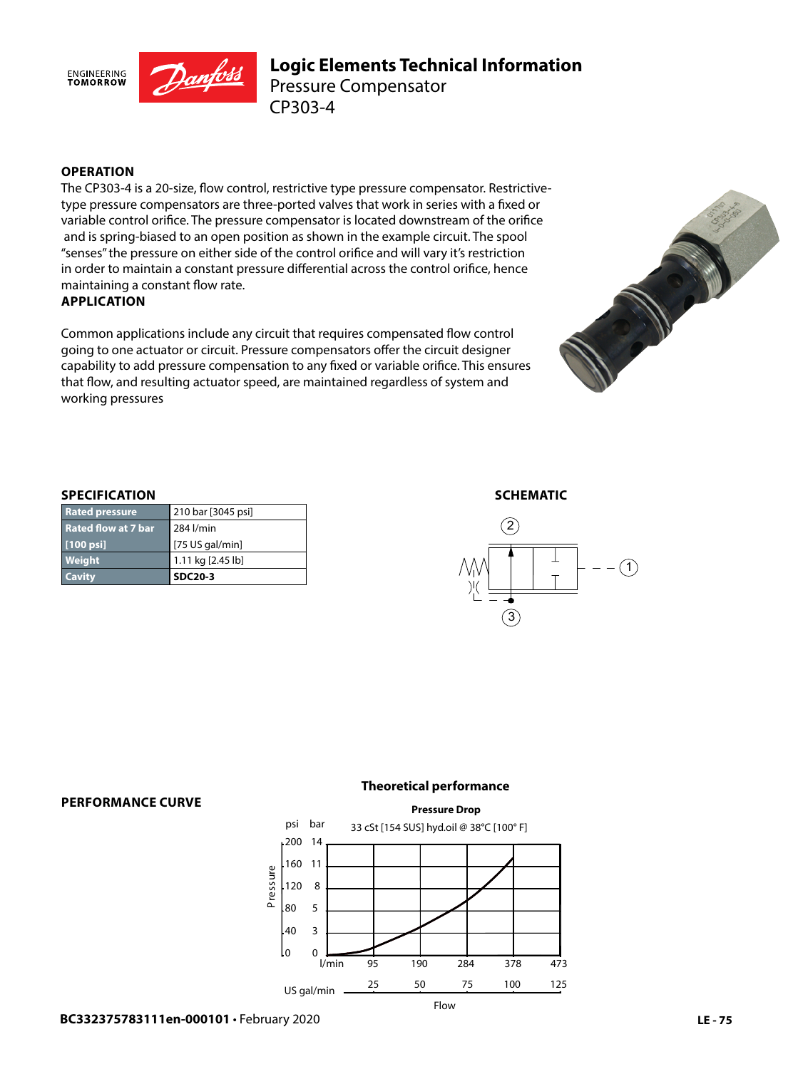# Logic Elements Technical Information

## Pressure Compensator
## CP303-4

### OPERATION

The CP303-4 is a 20-size, flow control, restrictive type pressure compensator. Restrictive-type pressure compensators are three-ported valves that work in series with a fixed or variable control orifice. The pressure compensator is located downstream of the orifice and is spring-biased to an open position as shown in the example circuit. The spool "senses" the pressure on either side of the control orifice and will vary it's restriction in order to maintain a constant pressure differential across the control orifice, hence maintaining a constant flow rate.

### APPLICATION

Common applications include any circuit that requires compensated flow control going to one actuator or circuit. Pressure compensators offer the circuit designer capability to add pressure compensation to any fixed or variable orifice. This ensures that flow, and resulting actuator speed, are maintained regardless of system and working pressures

### SPECIFICATION

| | |
|---|---|
| Rated pressure | 210 bar [3045 psi] |
| Rated flow at 7 bar [100 psi] | 284 l/min [75 US gal/min] |
| Weight | 1.11 kg [2.45 lb] |
| Cavity | **SDC20-3** |

### SCHEMATIC

### PERFORMANCE CURVE

**Theoretical performance**

**Pressure Drop**

33 cSt [154 SUS] hyd.oil @ 38°C [100° F]

Pressure (psi: 0, 40, 80, 120, 160, 200; bar: 0, 3, 5, 8, 11, 14)

Flow (l/min: 95, 190, 284, 378, 473; US gal/min: 25, 50, 75, 100, 125)

BC332375783111en-000101 • February 2020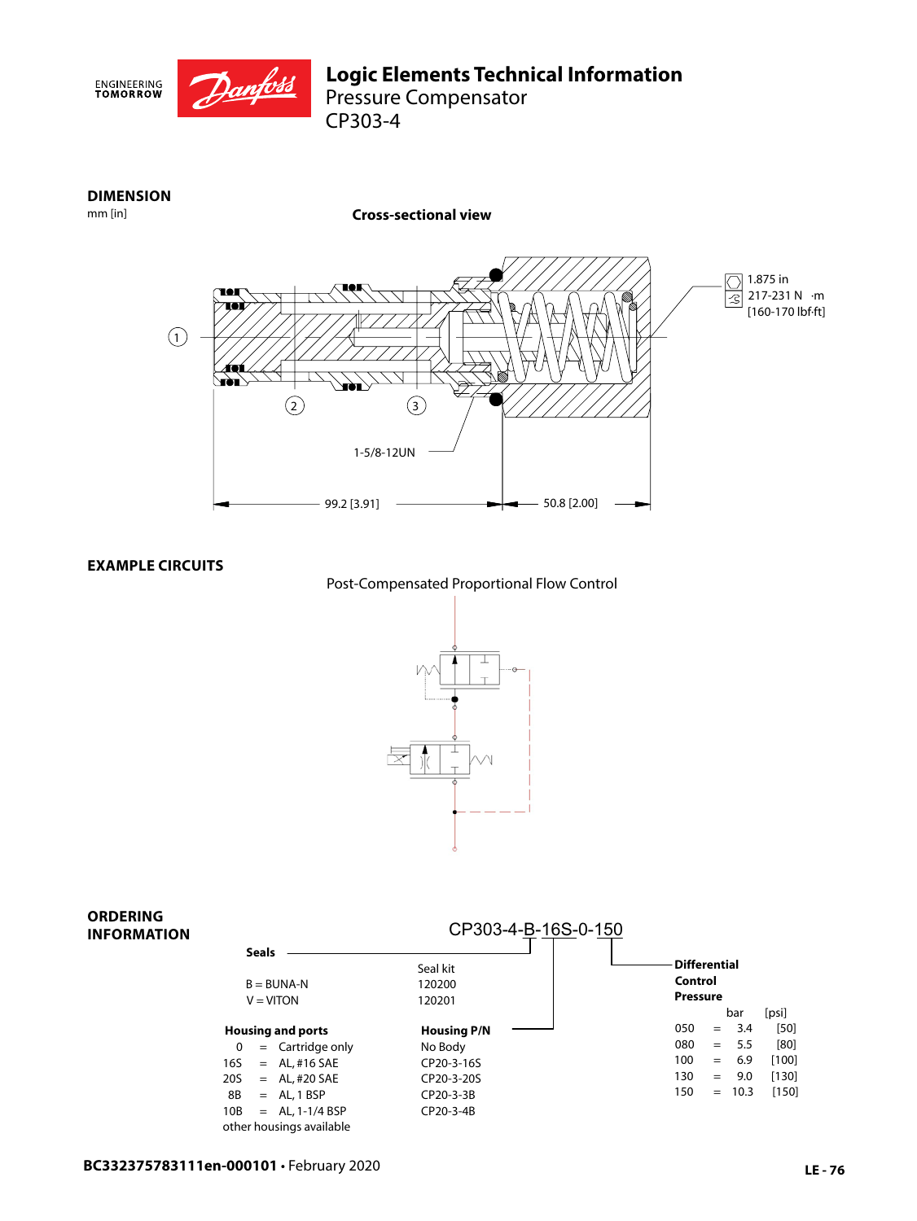## DIMENSION

mm [in]

**Cross-sectional view**

1.875 in
217-231 N ·m
[160-170 lbf·ft]

1

2

3

1-5/8-12UN

99.2 [3.91]

50.8 [2.00]

## EXAMPLE CIRCUITS

Post-Compensated Proportional Flow Control

## ORDERING INFORMATION

CP303-4-B-16S-0-150

**Seals**

| | Seal kit |
|---|---|
| B = BUNA-N | 120200 |
| V = VITON | 120201 |

**Housing and ports**

| | | | Housing P/N |
|---|---|---|---|
| 0 | = | Cartridge only | No Body |
| 16S | = | AL, #16 SAE | CP20-3-16S |
| 20S | = | AL, #20 SAE | CP20-3-20S |
| 8B | = | AL, 1 BSP | CP20-3-3B |
| 10B | = | AL, 1-1/4 BSP | CP20-3-4B |

other housings available

**Differential Control Pressure**

| | | bar | [psi] |
|---|---|---|---|
| 050 | = | 3.4 | [50] |
| 080 | = | 5.5 | [80] |
| 100 | = | 6.9 | [100] |
| 130 | = | 9.0 | [130] |
| 150 | = | 10.3 | [150] |

**BC332375783111en-000101** • February 2020